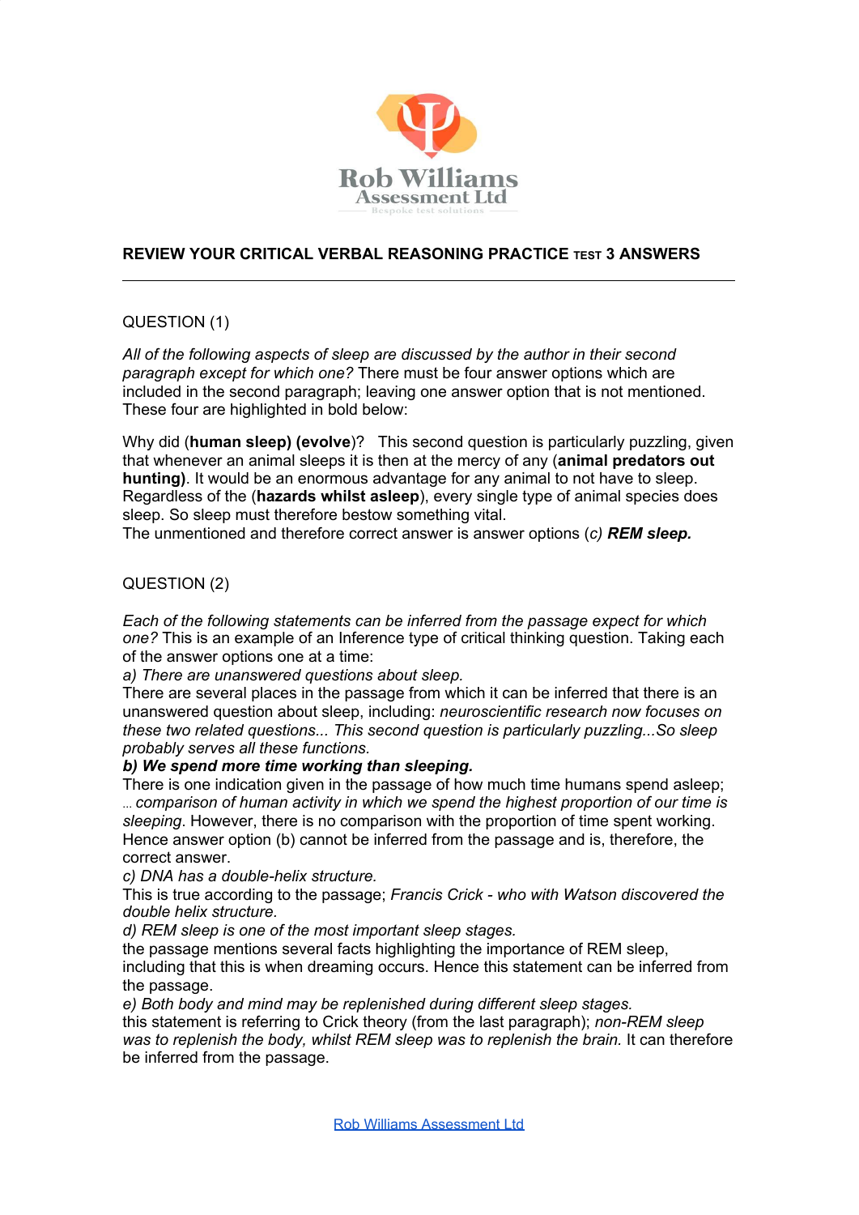Rob Williams Assessment Ltd

Bespoke test solutions

## REVIEW YOUR CRITICAL VERBAL REASONING PRACTICE TEST 3 ANSWERS

---

QUESTION (1)

*All of the following aspects of sleep are discussed by the author in their second paragraph except for which one?* There must be four answer options which are included in the second paragraph; leaving one answer option that is not mentioned. These four are highlighted in bold below:

Why did (**human sleep) (evolve**)? This second question is particularly puzzling, given that whenever an animal sleeps it is then at the mercy of any (**animal predators out hunting)**. It would be an enormous advantage for any animal to not have to sleep. Regardless of the (**hazards whilst asleep**), every single type of animal species does sleep. So sleep must therefore bestow something vital.
The unmentioned and therefore correct answer is answer options (*c) **REM sleep.***

QUESTION (2)

*Each of the following statements can be inferred from the passage expect for which one?* This is an example of an Inference type of critical thinking question. Taking each of the answer options one at a time:

*a) There are unanswered questions about sleep.*
There are several places in the passage from which it can be inferred that there is an unanswered question about sleep, including: *neuroscientific research now focuses on these two related questions... This second question is particularly puzzling...So sleep probably serves all these functions.*

***b) We spend more time working than sleeping.***
There is one indication given in the passage of how much time humans spend asleep; *... comparison of human activity in which we spend the highest proportion of our time is sleeping*. However, there is no comparison with the proportion of time spent working. Hence answer option (b) cannot be inferred from the passage and is, therefore, the correct answer.

*c) DNA has a double-helix structure.*
This is true according to the passage; *Francis Crick - who with Watson discovered the double helix structure.*

*d) REM sleep is one of the most important sleep stages.*
the passage mentions several facts highlighting the importance of REM sleep, including that this is when dreaming occurs. Hence this statement can be inferred from the passage.

*e) Both body and mind may be replenished during different sleep stages.*
this statement is referring to Crick theory (from the last paragraph); *non-REM sleep was to replenish the body, whilst REM sleep was to replenish the brain.* It can therefore be inferred from the passage.

[Rob Williams Assessment Ltd]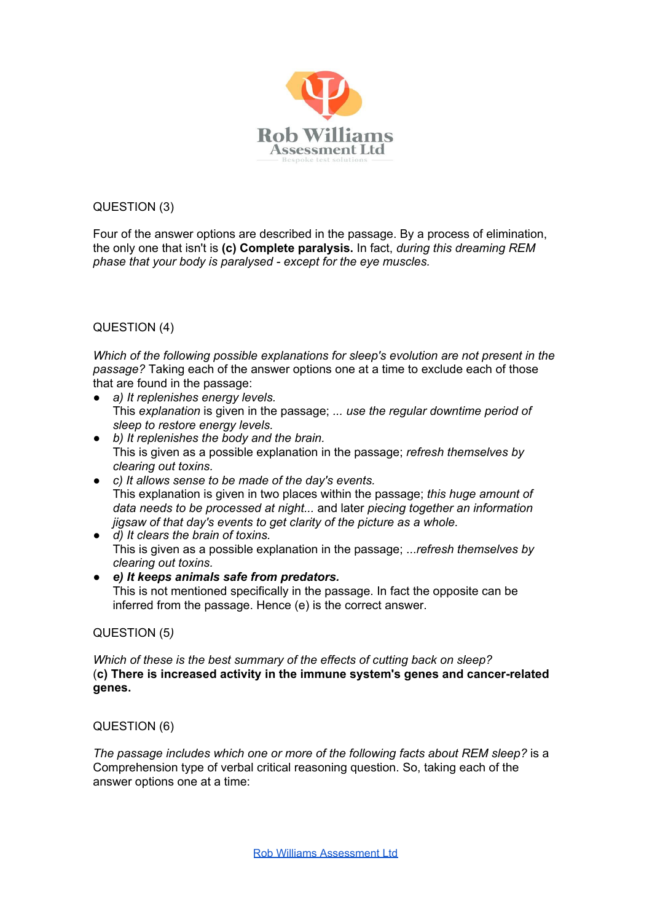QUESTION (3)

Four of the answer options are described in the passage. By a process of elimination, the only one that isn't is **(c) Complete paralysis.** In fact, *during this dreaming REM phase that your body is paralysed - except for the eye muscles.*

QUESTION (4)

*Which of the following possible explanations for sleep's evolution are not present in the passage?* Taking each of the answer options one at a time to exclude each of those that are found in the passage:

- *a) It replenishes energy levels.*
  This *explanation* is given in the passage; *... use the regular downtime period of sleep to restore energy levels.*
- *b) It replenishes the body and the brain.*
  This is given as a possible explanation in the passage; *refresh themselves by clearing out toxins.*
- *c) It allows sense to be made of the day's events.*
  This explanation is given in two places within the passage; *this huge amount of data needs to be processed at night...* and later *piecing together an information jigsaw of that day's events to get clarity of the picture as a whole.*
- *d) It clears the brain of toxins.*
  This is given as a possible explanation in the passage; *...refresh themselves by clearing out toxins.*
- ***e) It keeps animals safe from predators.***
  This is not mentioned specifically in the passage. In fact the opposite can be inferred from the passage. Hence (e) is the correct answer.

QUESTION (5)

*Which of these is the best summary of the effects of cutting back on sleep?*
**(c) There is increased activity in the immune system's genes and cancer-related genes.**

QUESTION (6)

*The passage includes which one or more of the following facts about REM sleep?* is a Comprehension type of verbal critical reasoning question. So, taking each of the answer options one at a time: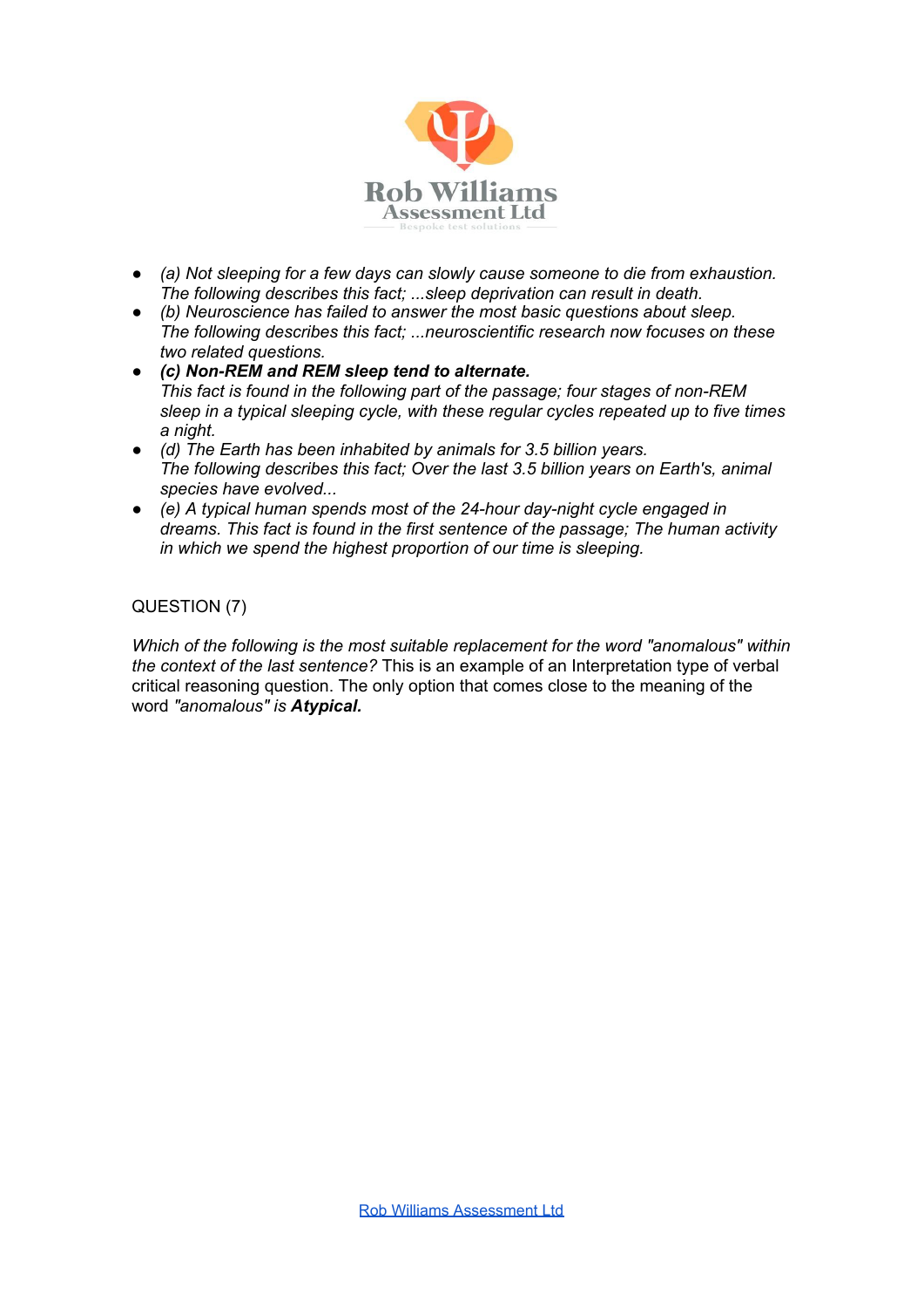- *(a) Not sleeping for a few days can slowly cause someone to die from exhaustion. The following describes this fact; ...sleep deprivation can result in death.*
- *(b) Neuroscience has failed to answer the most basic questions about sleep. The following describes this fact; ...neuroscientific research now focuses on these two related questions.*
- ***(c) Non-REM and REM sleep tend to alternate.*** *This fact is found in the following part of the passage; four stages of non-REM sleep in a typical sleeping cycle, with these regular cycles repeated up to five times a night.*
- *(d) The Earth has been inhabited by animals for 3.5 billion years. The following describes this fact; Over the last 3.5 billion years on Earth's, animal species have evolved...*
- *(e) A typical human spends most of the 24-hour day-night cycle engaged in dreams. This fact is found in the first sentence of the passage; The human activity in which we spend the highest proportion of our time is sleeping.*

QUESTION (7)

*Which of the following is the most suitable replacement for the word "anomalous" within the context of the last sentence?* This is an example of an Interpretation type of verbal critical reasoning question. The only option that comes close to the meaning of the word *"anomalous" is **Atypical.***